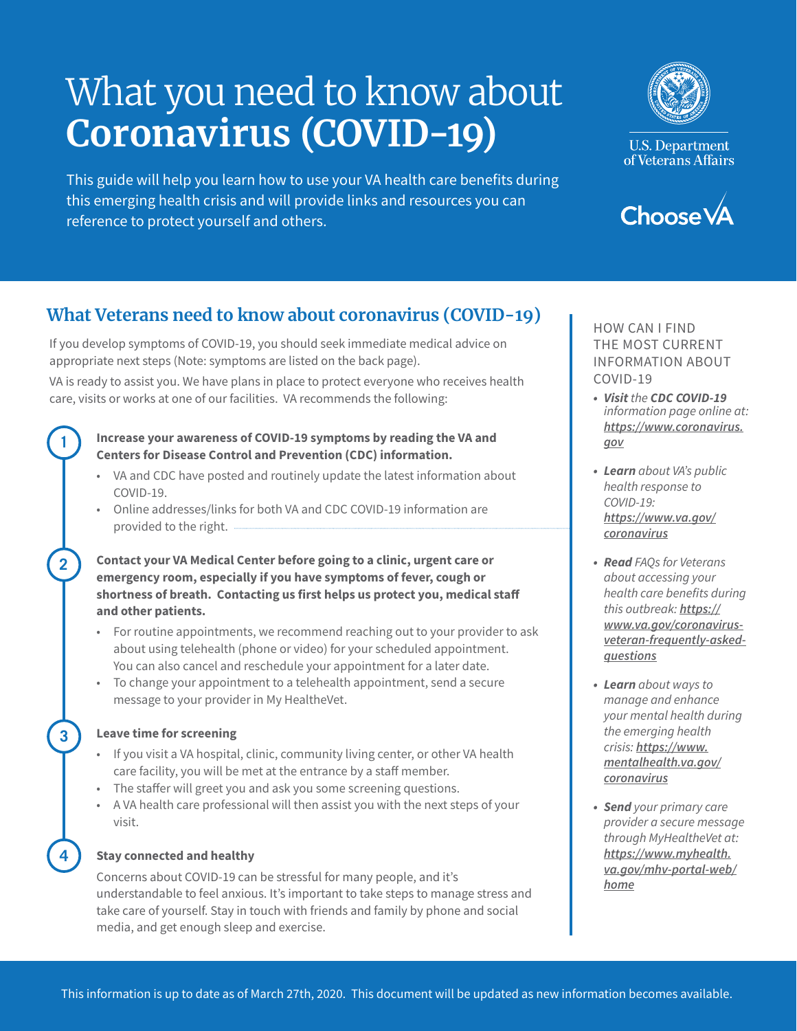# What you need to know about **Coronavirus (COVID-19)**

This guide will help you learn how to use your VA health care benefits during this emerging health crisis and will provide links and resources you can reference to protect yourself and others.

U.S. Department of Veterans Affairs

ChooseVA

## What Veterans need to know about coronavirus (COVID-19)

If you develop symptoms of COVID-19, you should seek immediate medical advice on appropriate next steps (Note: symptoms are listed on the back page).

VA is ready to assist you. We have plans in place to protect everyone who receives health care, visits or works at one of our facilities. VA recommends the following:

1. **Increase your awareness of COVID-19 symptoms by reading the VA and Centers for Disease Control and Prevention (CDC) information.**
   - VA and CDC have posted and routinely update the latest information about COVID-19.
   - Online addresses/links for both VA and CDC COVID-19 information are provided to the right.

2. **Contact your VA Medical Center before going to a clinic, urgent care or emergency room, especially if you have symptoms of fever, cough or shortness of breath. Contacting us first helps us protect you, medical staff and other patients.**
   - For routine appointments, we recommend reaching out to your provider to ask about using telehealth (phone or video) for your scheduled appointment. You can also cancel and reschedule your appointment for a later date.
   - To change your appointment to a telehealth appointment, send a secure message to your provider in My HealtheVet.

3. **Leave time for screening**
   - If you visit a VA hospital, clinic, community living center, or other VA health care facility, you will be met at the entrance by a staff member.
   - The staffer will greet you and ask you some screening questions.
   - A VA health care professional will then assist you with the next steps of your visit.

4. **Stay connected and healthy**

   Concerns about COVID-19 can be stressful for many people, and it's understandable to feel anxious. It's important to take steps to manage stress and take care of yourself. Stay in touch with friends and family by phone and social media, and get enough sleep and exercise.

### HOW CAN I FIND THE MOST CURRENT INFORMATION ABOUT COVID-19

- ***Visit** the **CDC COVID-19** information page online at:* ***https://www.coronavirus.gov***
- ***Learn** about VA's public health response to COVID-19:* ***https://www.va.gov/coronavirus***
- ***Read** FAQs for Veterans about accessing your health care benefits during this outbreak:* ***https://www.va.gov/coronavirus-veteran-frequently-asked-questions***
- ***Learn** about ways to manage and enhance your mental health during the emerging health crisis:* ***https://www.mentalhealth.va.gov/coronavirus***
- ***Send** your primary care provider a secure message through MyHealtheVet at:* ***https://www.myhealth.va.gov/mhv-portal-web/home***

This information is up to date as of March 27th, 2020. This document will be updated as new information becomes available.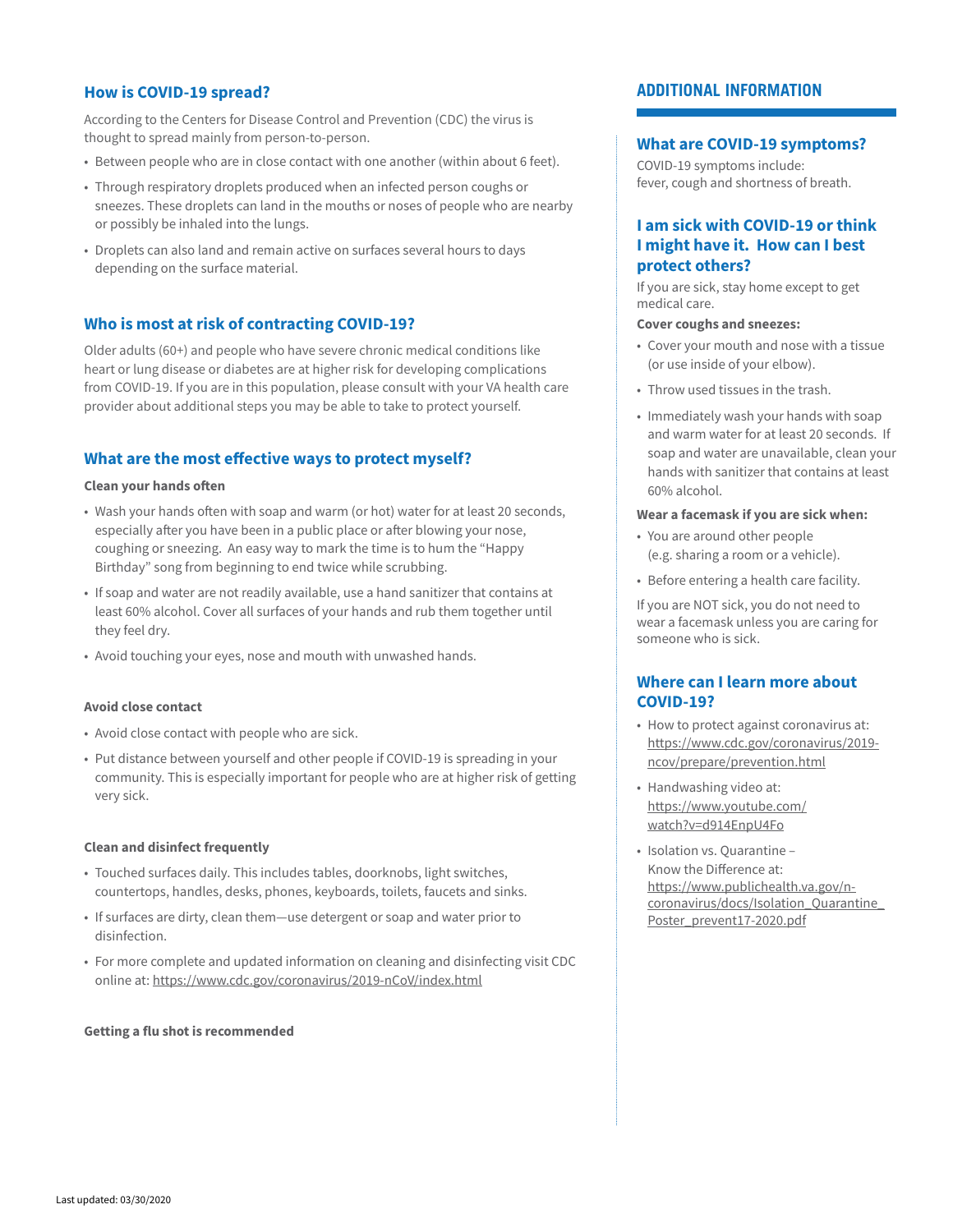## How is COVID-19 spread?

According to the Centers for Disease Control and Prevention (CDC) the virus is thought to spread mainly from person-to-person.

- Between people who are in close contact with one another (within about 6 feet).
- Through respiratory droplets produced when an infected person coughs or sneezes. These droplets can land in the mouths or noses of people who are nearby or possibly be inhaled into the lungs.
- Droplets can also land and remain active on surfaces several hours to days depending on the surface material.

## Who is most at risk of contracting COVID-19?

Older adults (60+) and people who have severe chronic medical conditions like heart or lung disease or diabetes are at higher risk for developing complications from COVID-19. If you are in this population, please consult with your VA health care provider about additional steps you may be able to take to protect yourself.

## What are the most effective ways to protect myself?

**Clean your hands often**

- Wash your hands often with soap and warm (or hot) water for at least 20 seconds, especially after you have been in a public place or after blowing your nose, coughing or sneezing. An easy way to mark the time is to hum the "Happy Birthday" song from beginning to end twice while scrubbing.
- If soap and water are not readily available, use a hand sanitizer that contains at least 60% alcohol. Cover all surfaces of your hands and rub them together until they feel dry.
- Avoid touching your eyes, nose and mouth with unwashed hands.

**Avoid close contact**

- Avoid close contact with people who are sick.
- Put distance between yourself and other people if COVID-19 is spreading in your community. This is especially important for people who are at higher risk of getting very sick.

**Clean and disinfect frequently**

- Touched surfaces daily. This includes tables, doorknobs, light switches, countertops, handles, desks, phones, keyboards, toilets, faucets and sinks.
- If surfaces are dirty, clean them—use detergent or soap and water prior to disinfection.
- For more complete and updated information on cleaning and disinfecting visit CDC online at: https://www.cdc.gov/coronavirus/2019-nCoV/index.html

**Getting a flu shot is recommended**

# ADDITIONAL INFORMATION

## What are COVID-19 symptoms?

COVID-19 symptoms include:
fever, cough and shortness of breath.

## I am sick with COVID-19 or think I might have it. How can I best protect others?

If you are sick, stay home except to get medical care.

**Cover coughs and sneezes:**

- Cover your mouth and nose with a tissue (or use inside of your elbow).
- Throw used tissues in the trash.
- Immediately wash your hands with soap and warm water for at least 20 seconds. If soap and water are unavailable, clean your hands with sanitizer that contains at least 60% alcohol.

**Wear a facemask if you are sick when:**

- You are around other people (e.g. sharing a room or a vehicle).
- Before entering a health care facility.

If you are NOT sick, you do not need to wear a facemask unless you are caring for someone who is sick.

## Where can I learn more about COVID-19?

- How to protect against coronavirus at: https://www.cdc.gov/coronavirus/2019-ncov/prepare/prevention.html
- Handwashing video at: https://www.youtube.com/watch?v=d914EnpU4Fo
- Isolation vs. Quarantine – Know the Difference at: https://www.publichealth.va.gov/n-coronavirus/docs/Isolation_Quarantine_Poster_prevent17-2020.pdf

Last updated: 03/30/2020